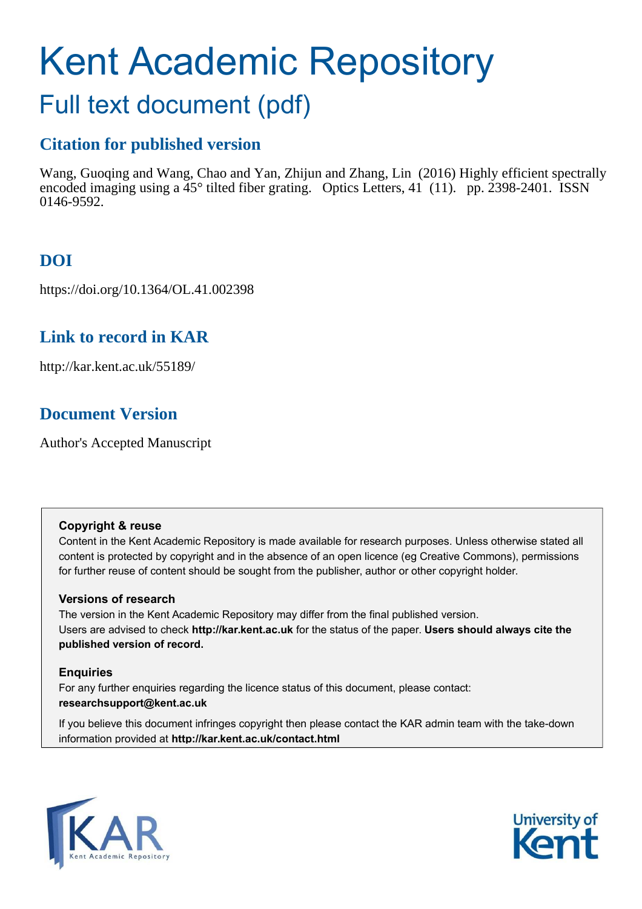# Kent Academic Repository

## Full text document (pdf)

### Citation for published version

Wang, Guoqing and Wang, Chao and Yan, Zhijun and Zhang, Lin (2016) Highly efficient spectrally encoded imaging using a 45° tilted fiber grating. Optics Letters, 41 (11). pp. 2398-2401. ISSN 0146-9592.

### DOI

https://doi.org/10.1364/OL.41.002398

### Link to record in KAR

http://kar.kent.ac.uk/55189/

### Document Version

Author's Accepted Manuscript

**Copyright & reuse**

Content in the Kent Academic Repository is made available for research purposes. Unless otherwise stated all content is protected by copyright and in the absence of an open licence (eg Creative Commons), permissions for further reuse of content should be sought from the publisher, author or other copyright holder.

**Versions of research**

The version in the Kent Academic Repository may differ from the final published version.
Users are advised to check **http://kar.kent.ac.uk** for the status of the paper. **Users should always cite the published version of record.**

**Enquiries**

For any further enquiries regarding the licence status of this document, please contact:
**researchsupport@kent.ac.uk**

If you believe this document infringes copyright then please contact the KAR admin team with the take-down information provided at **http://kar.kent.ac.uk/contact.html**

KAR Kent Academic Repository

University of Kent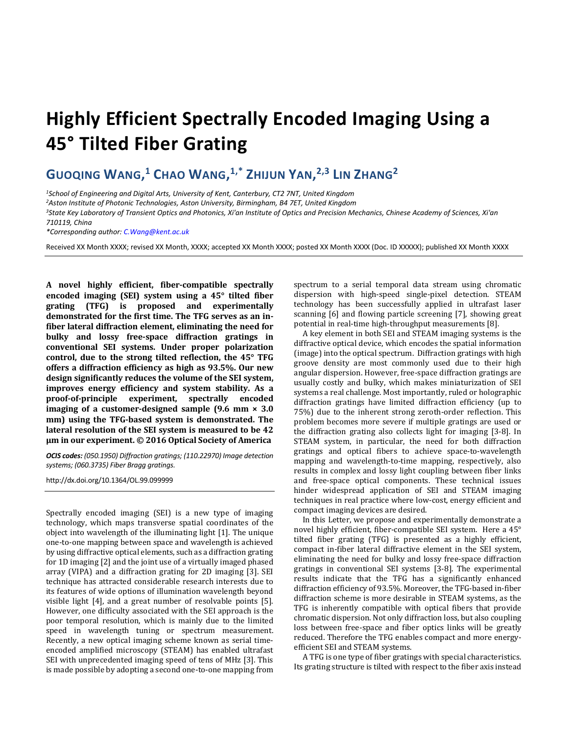# Highly Efficient Spectrally Encoded Imaging Using a 45° Tilted Fiber Grating

## Guoqing Wang,[1] Chao Wang,[1,*] Zhijun Yan,[2,3] Lin Zhang[2]

[1]School of Engineering and Digital Arts, University of Kent, Canterbury, CT2 7NT, United Kingdom

[2]Aston Institute of Photonic Technologies, Aston University, Birmingham, B4 7ET, United Kingdom

[3]State Key Laboratory of Transient Optics and Photonics, Xi'an Institute of Optics and Precision Mechanics, Chinese Academy of Sciences, Xi'an 710119, China

*Corresponding author: C.Wang@kent.ac.uk

Received XX Month XXXX; revised XX Month, XXXX; accepted XX Month XXXX; posted XX Month XXXX (Doc. ID XXXXX); published XX Month XXXX

**A novel highly efficient, fiber-compatible spectrally encoded imaging (SEI) system using a 45° tilted fiber grating (TFG) is proposed and experimentally demonstrated for the first time. The TFG serves as an in-fiber lateral diffraction element, eliminating the need for bulky and lossy free-space diffraction gratings in conventional SEI systems. Under proper polarization control, due to the strong tilted reflection, the 45° TFG offers a diffraction efficiency as high as 93.5%. Our new design significantly reduces the volume of the SEI system, improves energy efficiency and system stability. As a proof-of-principle experiment, spectrally encoded imaging of a customer-designed sample (9.6 mm × 3.0 mm) using the TFG-based system is demonstrated. The lateral resolution of the SEI system is measured to be 42 μm in our experiment. © 2016 Optical Society of America**

***OCIS codes:*** *(050.1950) Diffraction gratings; (110.22970) Image detection systems; (060.3735) Fiber Bragg gratings.*

http://dx.doi.org/10.1364/OL.99.099999

Spectrally encoded imaging (SEI) is a new type of imaging technology, which maps transverse spatial coordinates of the object into wavelength of the illuminating light [1]. The unique one-to-one mapping between space and wavelength is achieved by using diffractive optical elements, such as a diffraction grating for 1D imaging [2] and the joint use of a virtually imaged phased array (VIPA) and a diffraction grating for 2D imaging [3]. SEI technique has attracted considerable research interests due to its features of wide options of illumination wavelength beyond visible light [4], and a great number of resolvable points [5]. However, one difficulty associated with the SEI approach is the poor temporal resolution, which is mainly due to the limited speed in wavelength tuning or spectrum measurement. Recently, a new optical imaging scheme known as serial time-encoded amplified microscopy (STEAM) has enabled ultrafast SEI with unprecedented imaging speed of tens of MHz [3]. This is made possible by adopting a second one-to-one mapping from spectrum to a serial temporal data stream using chromatic dispersion with high-speed single-pixel detection. STEAM technology has been successfully applied in ultrafast laser scanning [6] and flowing particle screening [7], showing great potential in real-time high-throughput measurements [8].

A key element in both SEI and STEAM imaging systems is the diffractive optical device, which encodes the spatial information (image) into the optical spectrum. Diffraction gratings with high groove density are most commonly used due to their high angular dispersion. However, free-space diffraction gratings are usually costly and bulky, which makes miniaturization of SEI systems a real challenge. Most importantly, ruled or holographic diffraction gratings have limited diffraction efficiency (up to 75%) due to the inherent strong zeroth-order reflection. This problem becomes more severe if multiple gratings are used or the diffraction grating also collects light for imaging [3-8]. In STEAM system, in particular, the need for both diffraction gratings and optical fibers to achieve space-to-wavelength mapping and wavelength-to-time mapping, respectively, also results in complex and lossy light coupling between fiber links and free-space optical components. These technical issues hinder widespread application of SEI and STEAM imaging techniques in real practice where low-cost, energy efficient and compact imaging devices are desired.

In this Letter, we propose and experimentally demonstrate a novel highly efficient, fiber-compatible SEI system. Here a 45° tilted fiber grating (TFG) is presented as a highly efficient, compact in-fiber lateral diffractive element in the SEI system, eliminating the need for bulky and lossy free-space diffraction gratings in conventional SEI systems [3-8]. The experimental results indicate that the TFG has a significantly enhanced diffraction efficiency of 93.5%. Moreover, the TFG-based in-fiber diffraction scheme is more desirable in STEAM systems, as the TFG is inherently compatible with optical fibers that provide chromatic dispersion. Not only diffraction loss, but also coupling loss between free-space and fiber optics links will be greatly reduced. Therefore the TFG enables compact and more energy-efficient SEI and STEAM systems.

A TFG is one type of fiber gratings with special characteristics. Its grating structure is tilted with respect to the fiber axis instead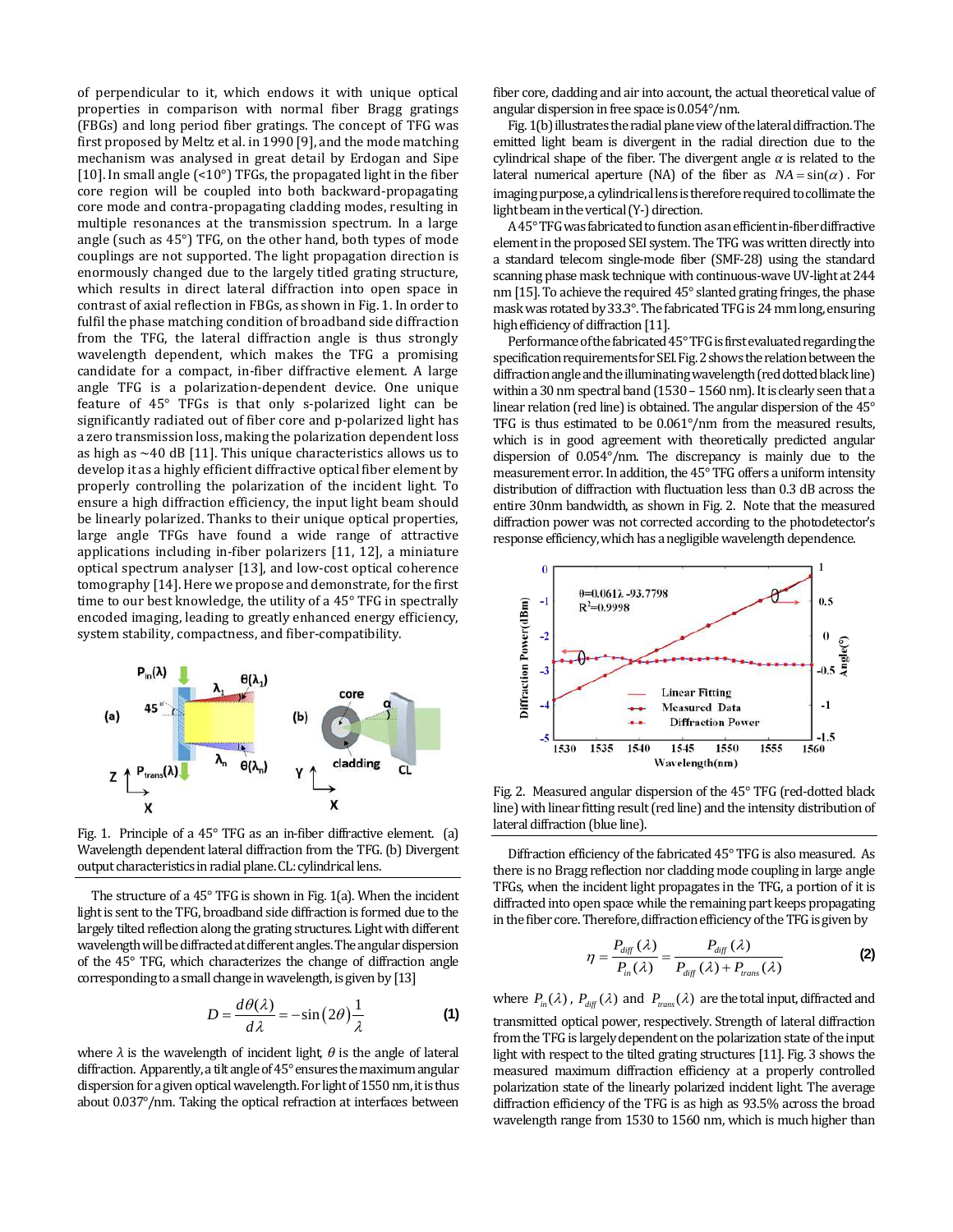of perpendicular to it, which endows it with unique optical properties in comparison with normal fiber Bragg gratings (FBGs) and long period fiber gratings. The concept of TFG was first proposed by Meltz et al. in 1990 [9], and the mode matching mechanism was analysed in great detail by Erdogan and Sipe [10]. In small angle (<10°) TFGs, the propagated light in the fiber core region will be coupled into both backward-propagating core mode and contra-propagating cladding modes, resulting in multiple resonances at the transmission spectrum. In a large angle (such as 45°) TFG, on the other hand, both types of mode couplings are not supported. The light propagation direction is enormously changed due to the largely titled grating structure, which results in direct lateral diffraction into open space in contrast of axial reflection in FBGs, as shown in Fig. 1. In order to fulfil the phase matching condition of broadband side diffraction from the TFG, the lateral diffraction angle is thus strongly wavelength dependent, which makes the TFG a promising candidate for a compact, in-fiber diffractive element. A large angle TFG is a polarization-dependent device. One unique feature of 45° TFGs is that only s-polarized light can be significantly radiated out of fiber core and p-polarized light has a zero transmission loss, making the polarization dependent loss as high as ~40 dB [11]. This unique characteristics allows us to develop it as a highly efficient diffractive optical fiber element by properly controlling the polarization of the incident light. To ensure a high diffraction efficiency, the input light beam should be linearly polarized. Thanks to their unique optical properties, large angle TFGs have found a wide range of attractive applications including in-fiber polarizers [11, 12], a miniature optical spectrum analyser [13], and low-cost optical coherence tomography [14]. Here we propose and demonstrate, for the first time to our best knowledge, the utility of a 45° TFG in spectrally encoded imaging, leading to greatly enhanced energy efficiency, system stability, compactness, and fiber-compatibility.

Fig. 1. Principle of a 45° TFG as an in-fiber diffractive element. (a) Wavelength dependent lateral diffraction from the TFG. (b) Divergent output characteristics in radial plane. CL: cylindrical lens.

The structure of a 45° TFG is shown in Fig. 1(a). When the incident light is sent to the TFG, broadband side diffraction is formed due to the largely tilted grating structures. Light with different wavelength will be diffracted at different angles. The angular dispersion of the 45° TFG, which characterizes the change of diffraction angle corresponding to a small change in wavelength, is given by [13]

$$D = \frac{d\theta(\lambda)}{d\lambda} = -\sin(2\theta)\frac{1}{\lambda} \tag{1}$$

where $\lambda$ is the wavelength of incident light, $\theta$ is the angle of lateral diffraction. Apparently, a tilt angle of 45° ensures the maximum angular dispersion for a given optical wavelength. For light of 1550 nm, it is thus about 0.037°/nm. Taking the optical refraction at interfaces between fiber core, cladding and air into account, the actual theoretical value of angular dispersion in free space is 0.054°/nm.

Fig. 1(b) illustrates the radial plane view of the lateral diffraction. The emitted light beam is divergent in the radial direction due to the cylindrical shape of the fiber. The divergent angle $\alpha$ is related to the lateral numerical aperture (NA) of the fiber as $NA = \sin(\alpha)$. For imaging purpose, a cylindrical lens is therefore required to collimate the light beam in the vertical (Y-) direction.

A 45° TFG was fabricated to function as an efficient in-fiber diffractive element in the proposed SEI system. The TFG was written directly into a standard telecom single-mode fiber (SMF-28) using the standard scanning phase mask technique with continuous-wave UV-light at 244 nm [15]. To achieve the required 45° slanted grating fringes, the phase mask was rotated by 33.3°. The fabricated TFG is 24 mm long, ensuring high efficiency of diffraction [11].

Performance of the fabricated 45° TFG is first evaluated regarding the specification requirements for SEI. Fig. 2 shows the relation between the diffraction angle and the illuminating wavelength (red dotted black line) within a 30 nm spectral band (1530 – 1560 nm). It is clearly seen that a linear relation (red line) is obtained. The angular dispersion of the 45° TFG is thus estimated to be 0.061°/nm from the measured results, which is in good agreement with theoretically predicted angular dispersion of 0.054°/nm. The discrepancy is mainly due to the measurement error. In addition, the 45° TFG offers a uniform intensity distribution of diffraction with fluctuation less than 0.3 dB across the entire 30nm bandwidth, as shown in Fig. 2. Note that the measured diffraction power was not corrected according to the photodetector's response efficiency, which has a negligible wavelength dependence.

Fig. 2. Measured angular dispersion of the 45° TFG (red-dotted black line) with linear fitting result (red line) and the intensity distribution of lateral diffraction (blue line).

Diffraction efficiency of the fabricated 45° TFG is also measured. As there is no Bragg reflection nor cladding mode coupling in large angle TFGs, when the incident light propagates in the TFG, a portion of it is diffracted into open space while the remaining part keeps propagating in the fiber core. Therefore, diffraction efficiency of the TFG is given by

$$\eta = \frac{P_{diff}(\lambda)}{P_{in}(\lambda)} = \frac{P_{diff}(\lambda)}{P_{diff}(\lambda) + P_{trans}(\lambda)} \tag{2}$$

where $P_{in}(\lambda)$, $P_{diff}(\lambda)$ and $P_{trans}(\lambda)$ are the total input, diffracted and transmitted optical power, respectively. Strength of lateral diffraction from the TFG is largely dependent on the polarization state of the input light with respect to the tilted grating structures [11]. Fig. 3 shows the measured maximum diffraction efficiency at a properly controlled polarization state of the linearly polarized incident light. The average diffraction efficiency of the TFG is as high as 93.5% across the broad wavelength range from 1530 to 1560 nm, which is much higher than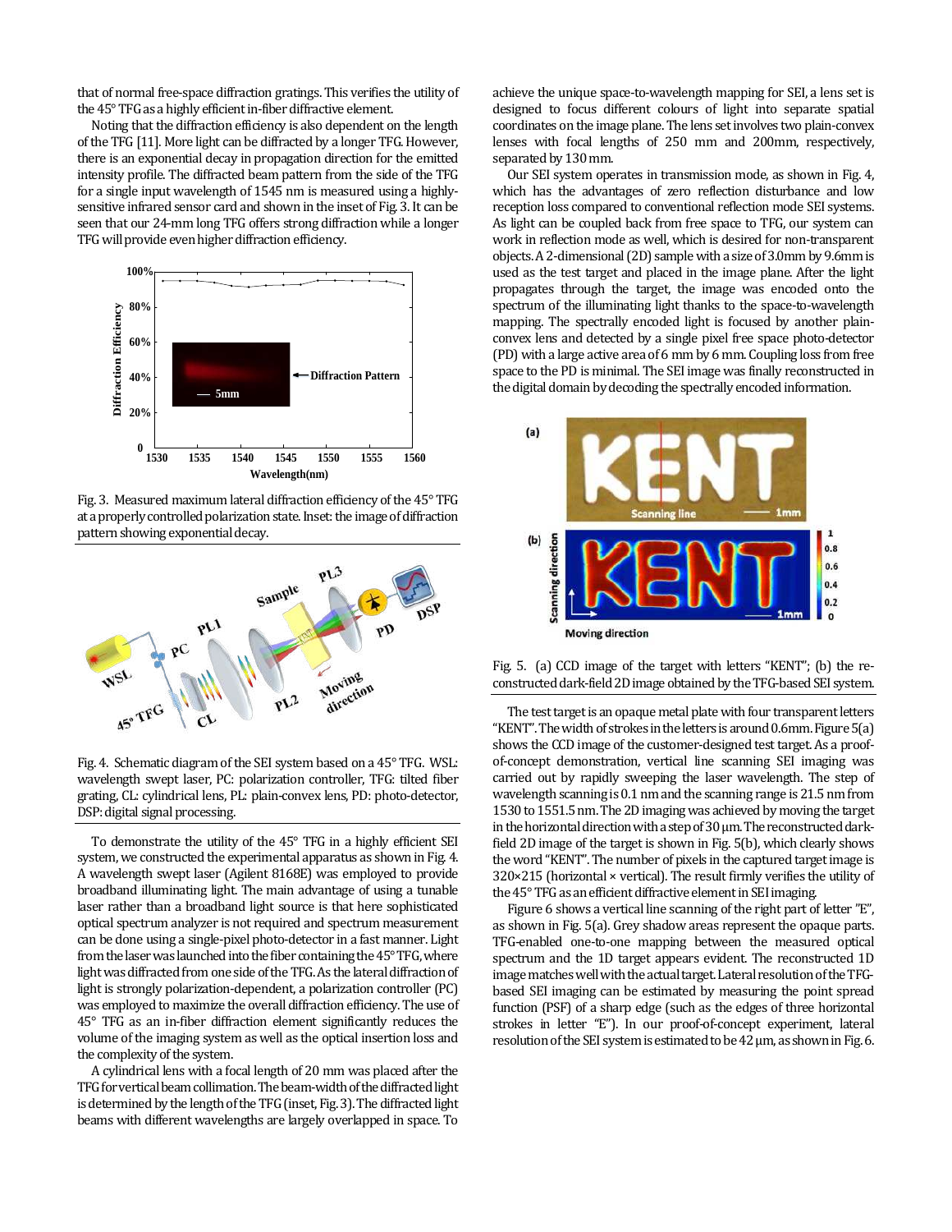that of normal free-space diffraction gratings. This verifies the utility of the 45° TFG as a highly efficient in-fiber diffractive element.

Noting that the diffraction efficiency is also dependent on the length of the TFG [11]. More light can be diffracted by a longer TFG. However, there is an exponential decay in propagation direction for the emitted intensity profile. The diffracted beam pattern from the side of the TFG for a single input wavelength of 1545 nm is measured using a highly-sensitive infrared sensor card and shown in the inset of Fig. 3. It can be seen that our 24-mm long TFG offers strong diffraction while a longer TFG will provide even higher diffraction efficiency.

Fig. 3. Measured maximum lateral diffraction efficiency of the 45° TFG at a properly controlled polarization state. Inset: the image of diffraction pattern showing exponential decay.

Fig. 4. Schematic diagram of the SEI system based on a 45° TFG. WSL: wavelength swept laser, PC: polarization controller, TFG: tilted fiber grating, CL: cylindrical lens, PL: plain-convex lens, PD: photo-detector, DSP: digital signal processing.

To demonstrate the utility of the 45° TFG in a highly efficient SEI system, we constructed the experimental apparatus as shown in Fig. 4. A wavelength swept laser (Agilent 8168E) was employed to provide broadband illuminating light. The main advantage of using a tunable laser rather than a broadband light source is that here sophisticated optical spectrum analyzer is not required and spectrum measurement can be done using a single-pixel photo-detector in a fast manner. Light from the laser was launched into the fiber containing the 45° TFG, where light was diffracted from one side of the TFG. As the lateral diffraction of light is strongly polarization-dependent, a polarization controller (PC) was employed to maximize the overall diffraction efficiency. The use of 45° TFG as an in-fiber diffraction element significantly reduces the volume of the imaging system as well as the optical insertion loss and the complexity of the system.

A cylindrical lens with a focal length of 20 mm was placed after the TFG for vertical beam collimation. The beam-width of the diffracted light is determined by the length of the TFG (inset, Fig. 3). The diffracted light beams with different wavelengths are largely overlapped in space. To achieve the unique space-to-wavelength mapping for SEI, a lens set is designed to focus different colours of light into separate spatial coordinates on the image plane. The lens set involves two plain-convex lenses with focal lengths of 250 mm and 200mm, respectively, separated by 130 mm.

Our SEI system operates in transmission mode, as shown in Fig. 4, which has the advantages of zero reflection disturbance and low reception loss compared to conventional reflection mode SEI systems. As light can be coupled back from free space to TFG, our system can work in reflection mode as well, which is desired for non-transparent objects. A 2-dimensional (2D) sample with a size of 3.0mm by 9.6mm is used as the test target and placed in the image plane. After the light propagates through the target, the image was encoded onto the spectrum of the illuminating light thanks to the space-to-wavelength mapping. The spectrally encoded light is focused by another plain-convex lens and detected by a single pixel free space photo-detector (PD) with a large active area of 6 mm by 6 mm. Coupling loss from free space to the PD is minimal. The SEI image was finally reconstructed in the digital domain by decoding the spectrally encoded information.

Fig. 5. (a) CCD image of the target with letters "KENT"; (b) the reconstructed dark-field 2D image obtained by the TFG-based SEI system.

The test target is an opaque metal plate with four transparent letters "KENT". The width of strokes in the letters is around 0.6mm. Figure 5(a) shows the CCD image of the customer-designed test target. As a proof-of-concept demonstration, vertical line scanning SEI imaging was carried out by rapidly sweeping the laser wavelength. The step of wavelength scanning is 0.1 nm and the scanning range is 21.5 nm from 1530 to 1551.5 nm. The 2D imaging was achieved by moving the target in the horizontal direction with a step of 30 μm. The reconstructed dark-field 2D image of the target is shown in Fig. 5(b), which clearly shows the word "KENT". The number of pixels in the captured target image is 320×215 (horizontal × vertical). The result firmly verifies the utility of the 45° TFG as an efficient diffractive element in SEI imaging.

Figure 6 shows a vertical line scanning of the right part of letter "E", as shown in Fig. 5(a). Grey shadow areas represent the opaque parts. TFG-enabled one-to-one mapping between the measured optical spectrum and the 1D target appears evident. The reconstructed 1D image matches well with the actual target. Lateral resolution of the TFG-based SEI imaging can be estimated by measuring the point spread function (PSF) of a sharp edge (such as the edges of three horizontal strokes in letter "E"). In our proof-of-concept experiment, lateral resolution of the SEI system is estimated to be 42 μm, as shown in Fig. 6.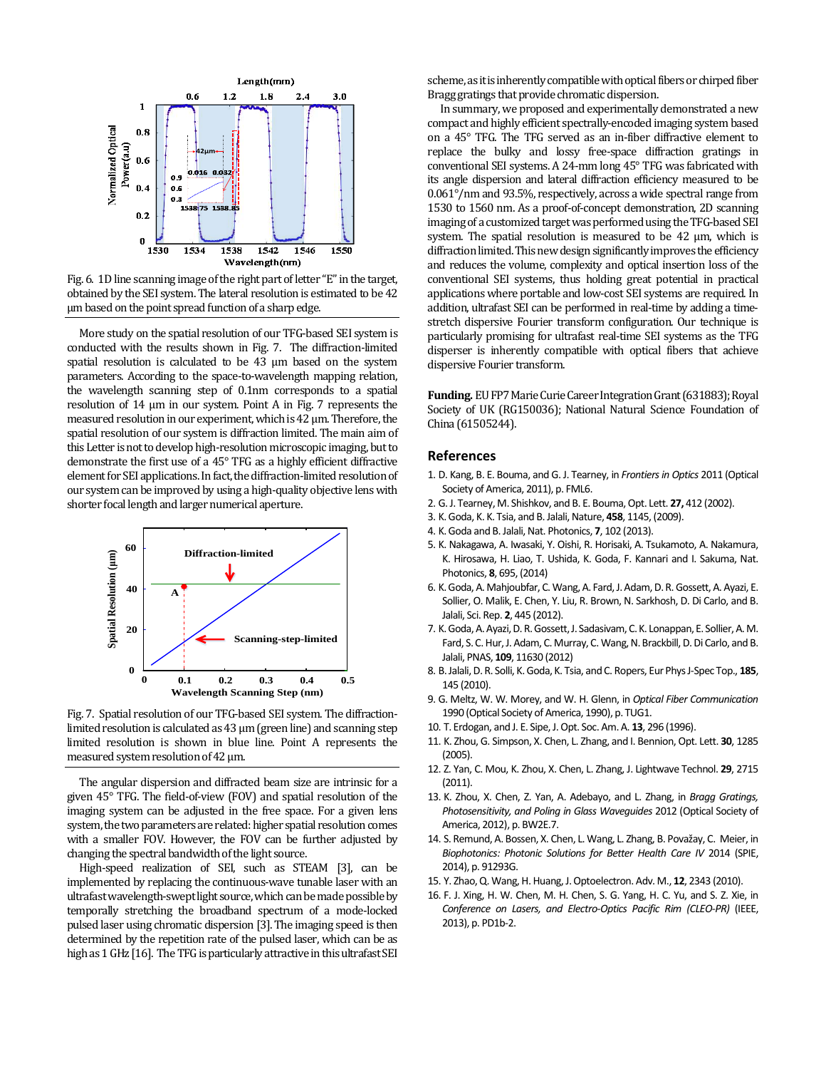Length(mm)

0.6 1.2 1.8 2.4 3.0

Normalized Optical Power(a.u)

1 0.8 0.6 0.4 0.2 0

42μm

0.016 0.032

0.9 0.6 0.3

1538.75 1538.85

1530 1534 1538 1542 1546 1550

Wavelength(nm)

Fig. 6. 1D line scanning image of the right part of letter "E" in the target, obtained by the SEI system. The lateral resolution is estimated to be 42 μm based on the point spread function of a sharp edge.

More study on the spatial resolution of our TFG-based SEI system is conducted with the results shown in Fig. 7. The diffraction-limited spatial resolution is calculated to be 43 μm based on the system parameters. According to the space-to-wavelength mapping relation, the wavelength scanning step of 0.1nm corresponds to a spatial resolution of 14 μm in our system. Point A in Fig. 7 represents the measured resolution in our experiment, which is 42 μm. Therefore, the spatial resolution of our system is diffraction limited. The main aim of this Letter is not to develop high-resolution microscopic imaging, but to demonstrate the first use of a 45° TFG as a highly efficient diffractive element for SEI applications. In fact, the diffraction-limited resolution of our system can be improved by using a high-quality objective lens with shorter focal length and larger numerical aperture.

Spatial Resolution (μm)

60 40 20 0

Diffraction-limited

A

Scanning-step-limited

0 0.1 0.2 0.3 0.4 0.5

Wavelength Scanning Step (nm)

Fig. 7. Spatial resolution of our TFG-based SEI system. The diffraction-limited resolution is calculated as 43 μm (green line) and scanning step limited resolution is shown in blue line. Point A represents the measured system resolution of 42 μm.

The angular dispersion and diffracted beam size are intrinsic for a given 45° TFG. The field-of-view (FOV) and spatial resolution of the imaging system can be adjusted in the free space. For a given lens system, the two parameters are related: higher spatial resolution comes with a smaller FOV. However, the FOV can be further adjusted by changing the spectral bandwidth of the light source.

High-speed realization of SEI, such as STEAM [3], can be implemented by replacing the continuous-wave tunable laser with an ultrafast wavelength-swept light source, which can be made possible by temporally stretching the broadband spectrum of a mode-locked pulsed laser using chromatic dispersion [3]. The imaging speed is then determined by the repetition rate of the pulsed laser, which can be as high as 1 GHz [16]. The TFG is particularly attractive in this ultrafast SEI scheme, as it is inherently compatible with optical fibers or chirped fiber Bragg gratings that provide chromatic dispersion.

In summary, we proposed and experimentally demonstrated a new compact and highly efficient spectrally-encoded imaging system based on a 45° TFG. The TFG served as an in-fiber diffractive element to replace the bulky and lossy free-space diffraction gratings in conventional SEI systems. A 24-mm long 45° TFG was fabricated with its angle dispersion and lateral diffraction efficiency measured to be 0.061°/nm and 93.5%, respectively, across a wide spectral range from 1530 to 1560 nm. As a proof-of-concept demonstration, 2D scanning imaging of a customized target was performed using the TFG-based SEI system. The spatial resolution is measured to be 42 μm, which is diffraction limited. This new design significantly improves the efficiency and reduces the volume, complexity and optical insertion loss of the conventional SEI systems, thus holding great potential in practical applications where portable and low-cost SEI systems are required. In addition, ultrafast SEI can be performed in real-time by adding a time-stretch dispersive Fourier transform configuration. Our technique is particularly promising for ultrafast real-time SEI systems as the TFG disperser is inherently compatible with optical fibers that achieve dispersive Fourier transform.

**Funding.** EU FP7 Marie Curie Career Integration Grant (631883); Royal Society of UK (RG150036); National Natural Science Foundation of China (61505244).

## References

1. D. Kang, B. E. Bouma, and G. J. Tearney, in *Frontiers in Optics* 2011 (Optical Society of America, 2011), p. FML6.
2. G. J. Tearney, M. Shishkov, and B. E. Bouma, Opt. Lett. **27,** 412 (2002).
3. K. Goda, K. K. Tsia, and B. Jalali, Nature, **458**, 1145, (2009).
4. K. Goda and B. Jalali, Nat. Photonics, **7**, 102 (2013).
5. K. Nakagawa, A. Iwasaki, Y. Oishi, R. Horisaki, A. Tsukamoto, A. Nakamura, K. Hirosawa, H. Liao, T. Ushida, K. Goda, F. Kannari and I. Sakuma, Nat. Photonics, **8**, 695, (2014)
6. K. Goda, A. Mahjoubfar, C. Wang, A. Fard, J. Adam, D. R. Gossett, A. Ayazi, E. Sollier, O. Malik, E. Chen, Y. Liu, R. Brown, N. Sarkhosh, D. Di Carlo, and B. Jalali, Sci. Rep. **2**, 445 (2012).
7. K. Goda, A. Ayazi, D. R. Gossett, J. Sadasivam, C. K. Lonappan, E. Sollier, A. M. Fard, S. C. Hur, J. Adam, C. Murray, C. Wang, N. Brackbill, D. Di Carlo, and B. Jalali, PNAS, **109**, 11630 (2012)
8. B. Jalali, D. R. Solli, K. Goda, K. Tsia, and C. Ropers, Eur Phys J-Spec Top., **185**, 145 (2010).
9. G. Meltz, W. W. Morey, and W. H. Glenn, in *Optical Fiber Communication* 1990 (Optical Society of America, 1990), p. TUG1.
10. T. Erdogan, and J. E. Sipe, J. Opt. Soc. Am. A. **13**, 296 (1996).
11. K. Zhou, G. Simpson, X. Chen, L. Zhang, and I. Bennion, Opt. Lett. **30**, 1285 (2005).
12. Z. Yan, C. Mou, K. Zhou, X. Chen, L. Zhang, J. Lightwave Technol. **29**, 2715 (2011).
13. K. Zhou, X. Chen, Z. Yan, A. Adebayo, and L. Zhang, in *Bragg Gratings, Photosensitivity, and Poling in Glass Waveguides* 2012 (Optical Society of America, 2012), p. BW2E.7.
14. S. Remund, A. Bossen, X. Chen, L. Wang, L. Zhang, B. Považay, C. Meier, in *Biophotonics: Photonic Solutions for Better Health Care IV* 2014 (SPIE, 2014), p. 91293G.
15. Y. Zhao, Q. Wang, H. Huang, J. Optoelectron. Adv. M., **12**, 2343 (2010).
16. F. J. Xing, H. W. Chen, M. H. Chen, S. G. Yang, H. C. Yu, and S. Z. Xie, in *Conference on Lasers, and Electro-Optics Pacific Rim (CLEO-PR)* (IEEE, 2013), p. PD1b-2.